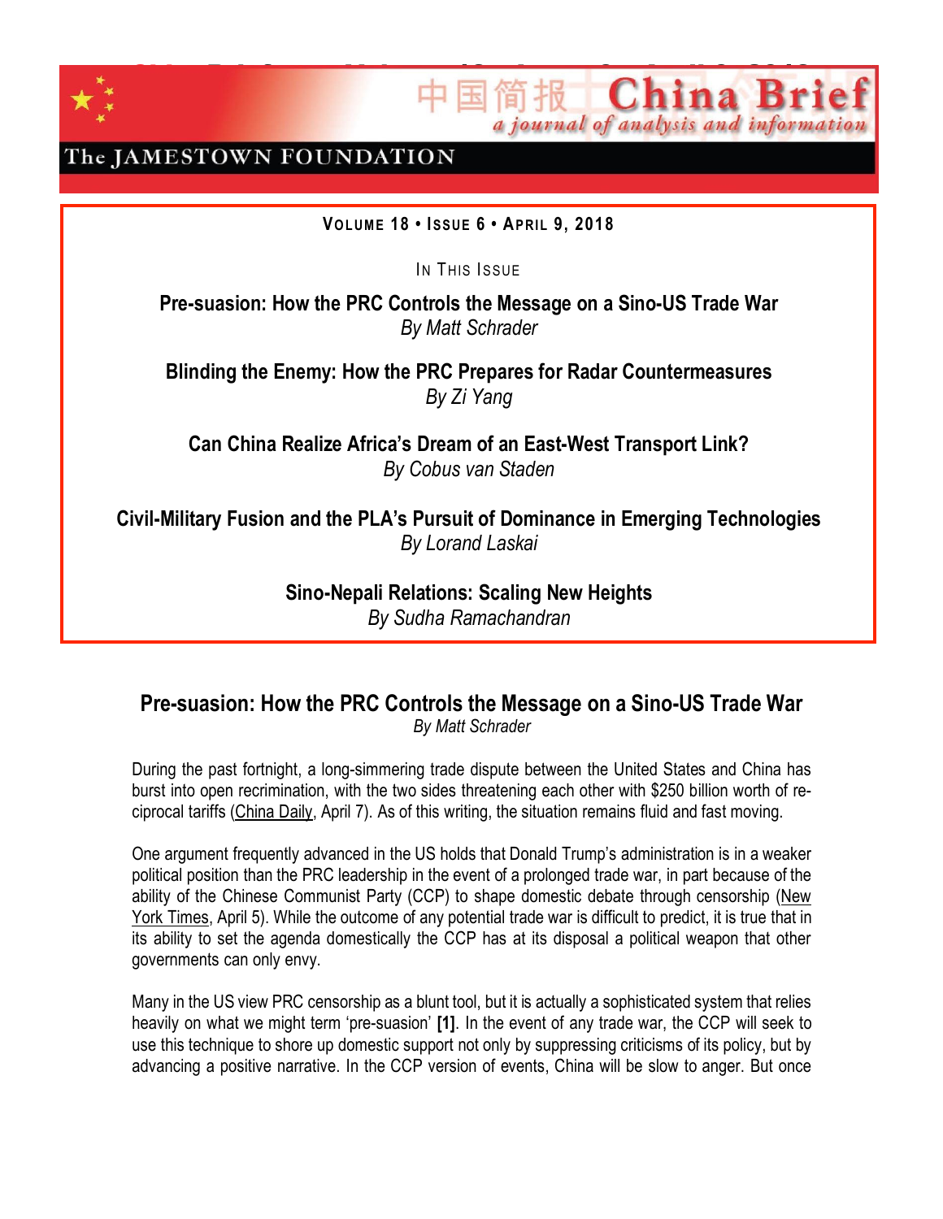# China Brief

中国简报

*a journal of analysis and information*

The JAMESTOWN FOUNDATION

**VOLUME 18 • ISSUE 6 • APRIL 9, 2018**

IN THIS ISSUE

**Pre-suasion: How the PRC Controls the Message on a Sino-US Trade War**
*By Matt Schrader*

**Blinding the Enemy: How the PRC Prepares for Radar Countermeasures**
*By Zi Yang*

**Can China Realize Africa's Dream of an East-West Transport Link?**
*By Cobus van Staden*

**Civil-Military Fusion and the PLA's Pursuit of Dominance in Emerging Technologies**
*By Lorand Laskai*

**Sino-Nepali Relations: Scaling New Heights**
*By Sudha Ramachandran*

## Pre-suasion: How the PRC Controls the Message on a Sino-US Trade War

*By Matt Schrader*

During the past fortnight, a long-simmering trade dispute between the United States and China has burst into open recrimination, with the two sides threatening each other with $250 billion worth of reciprocal tariffs (China Daily, April 7). As of this writing, the situation remains fluid and fast moving.

One argument frequently advanced in the US holds that Donald Trump's administration is in a weaker political position than the PRC leadership in the event of a prolonged trade war, in part because of the ability of the Chinese Communist Party (CCP) to shape domestic debate through censorship (New York Times, April 5). While the outcome of any potential trade war is difficult to predict, it is true that in its ability to set the agenda domestically the CCP has at its disposal a political weapon that other governments can only envy.

Many in the US view PRC censorship as a blunt tool, but it is actually a sophisticated system that relies heavily on what we might term 'pre-suasion' **[1]**. In the event of any trade war, the CCP will seek to use this technique to shore up domestic support not only by suppressing criticisms of its policy, but by advancing a positive narrative. In the CCP version of events, China will be slow to anger. But once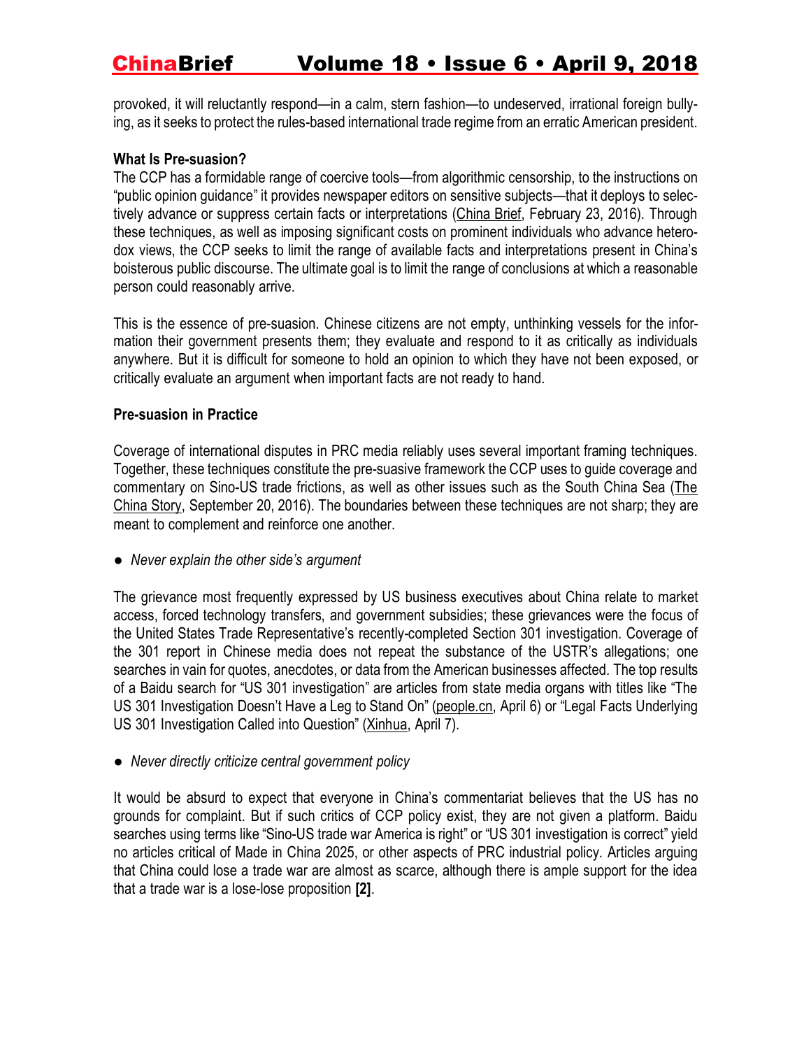provoked, it will reluctantly respond—in a calm, stern fashion—to undeserved, irrational foreign bullying, as it seeks to protect the rules-based international trade regime from an erratic American president.

**What Is Pre-suasion?**

The CCP has a formidable range of coercive tools—from algorithmic censorship, to the instructions on "public opinion guidance" it provides newspaper editors on sensitive subjects—that it deploys to selectively advance or suppress certain facts or interpretations (China Brief, February 23, 2016). Through these techniques, as well as imposing significant costs on prominent individuals who advance heterodox views, the CCP seeks to limit the range of available facts and interpretations present in China's boisterous public discourse. The ultimate goal is to limit the range of conclusions at which a reasonable person could reasonably arrive.

This is the essence of pre-suasion. Chinese citizens are not empty, unthinking vessels for the information their government presents them; they evaluate and respond to it as critically as individuals anywhere. But it is difficult for someone to hold an opinion to which they have not been exposed, or critically evaluate an argument when important facts are not ready to hand.

**Pre-suasion in Practice**

Coverage of international disputes in PRC media reliably uses several important framing techniques. Together, these techniques constitute the pre-suasive framework the CCP uses to guide coverage and commentary on Sino-US trade frictions, as well as other issues such as the South China Sea (The China Story, September 20, 2016). The boundaries between these techniques are not sharp; they are meant to complement and reinforce one another.

- *Never explain the other side's argument*

The grievance most frequently expressed by US business executives about China relate to market access, forced technology transfers, and government subsidies; these grievances were the focus of the United States Trade Representative's recently-completed Section 301 investigation. Coverage of the 301 report in Chinese media does not repeat the substance of the USTR's allegations; one searches in vain for quotes, anecdotes, or data from the American businesses affected. The top results of a Baidu search for "US 301 investigation" are articles from state media organs with titles like "The US 301 Investigation Doesn't Have a Leg to Stand On" (people.cn, April 6) or "Legal Facts Underlying US 301 Investigation Called into Question" (Xinhua, April 7).

- *Never directly criticize central government policy*

It would be absurd to expect that everyone in China's commentariat believes that the US has no grounds for complaint. But if such critics of CCP policy exist, they are not given a platform. Baidu searches using terms like "Sino-US trade war America is right" or "US 301 investigation is correct" yield no articles critical of Made in China 2025, or other aspects of PRC industrial policy. Articles arguing that China could lose a trade war are almost as scarce, although there is ample support for the idea that a trade war is a lose-lose proposition **[2]**.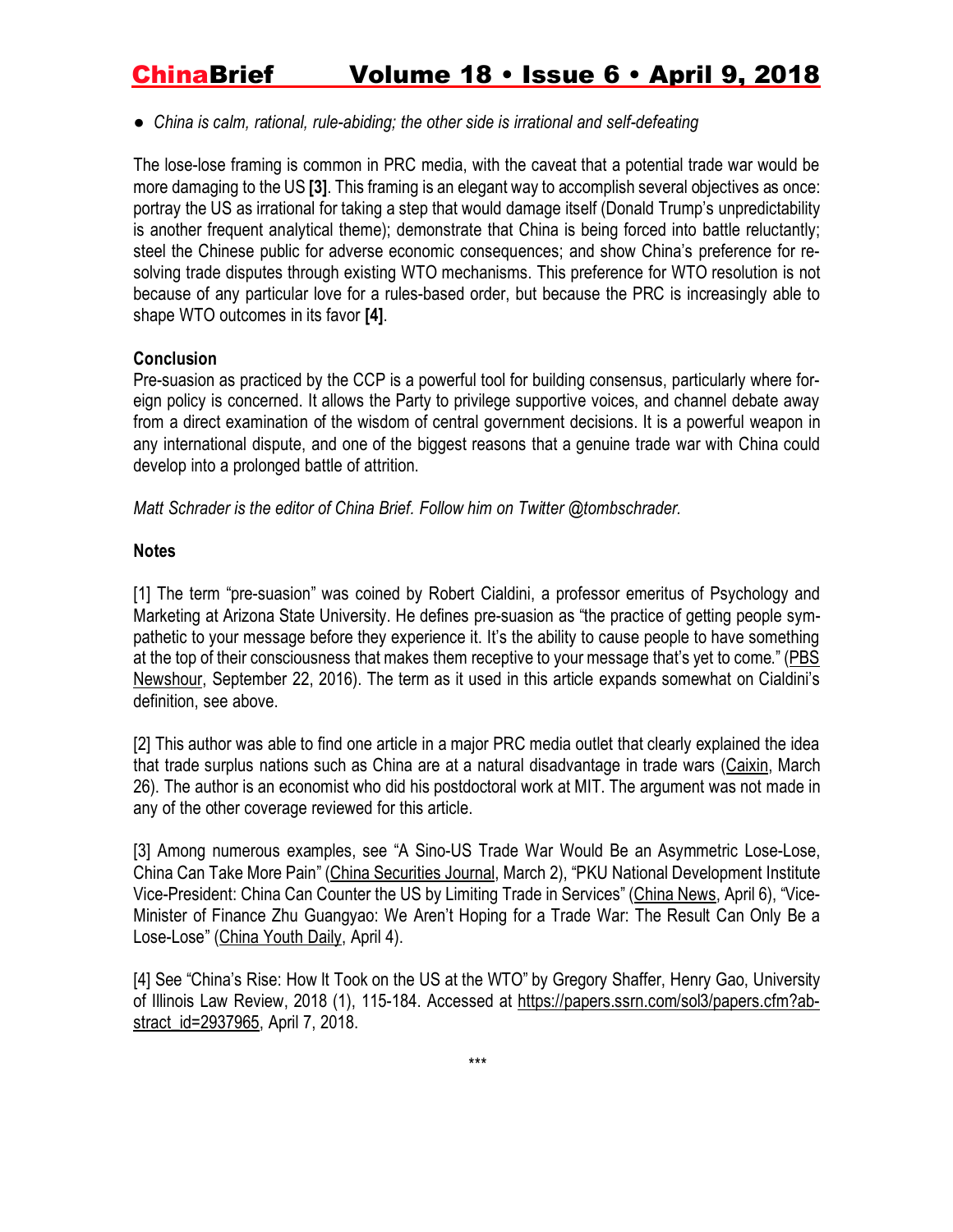- *China is calm, rational, rule-abiding; the other side is irrational and self-defeating*

The lose-lose framing is common in PRC media, with the caveat that a potential trade war would be more damaging to the US **[3]**. This framing is an elegant way to accomplish several objectives as once: portray the US as irrational for taking a step that would damage itself (Donald Trump's unpredictability is another frequent analytical theme); demonstrate that China is being forced into battle reluctantly; steel the Chinese public for adverse economic consequences; and show China's preference for resolving trade disputes through existing WTO mechanisms. This preference for WTO resolution is not because of any particular love for a rules-based order, but because the PRC is increasingly able to shape WTO outcomes in its favor **[4]**.

**Conclusion**

Pre-suasion as practiced by the CCP is a powerful tool for building consensus, particularly where foreign policy is concerned. It allows the Party to privilege supportive voices, and channel debate away from a direct examination of the wisdom of central government decisions. It is a powerful weapon in any international dispute, and one of the biggest reasons that a genuine trade war with China could develop into a prolonged battle of attrition.

*Matt Schrader is the editor of China Brief. Follow him on Twitter @tombschrader.*

**Notes**

[1] The term "pre-suasion" was coined by Robert Cialdini, a professor emeritus of Psychology and Marketing at Arizona State University. He defines pre-suasion as "the practice of getting people sympathetic to your message before they experience it. It's the ability to cause people to have something at the top of their consciousness that makes them receptive to your message that's yet to come." (PBS Newshour, September 22, 2016). The term as it used in this article expands somewhat on Cialdini's definition, see above.

[2] This author was able to find one article in a major PRC media outlet that clearly explained the idea that trade surplus nations such as China are at a natural disadvantage in trade wars (Caixin, March 26). The author is an economist who did his postdoctoral work at MIT. The argument was not made in any of the other coverage reviewed for this article.

[3] Among numerous examples, see "A Sino-US Trade War Would Be an Asymmetric Lose-Lose, China Can Take More Pain" (China Securities Journal, March 2), "PKU National Development Institute Vice-President: China Can Counter the US by Limiting Trade in Services" (China News, April 6), "Vice-Minister of Finance Zhu Guangyao: We Aren't Hoping for a Trade War: The Result Can Only Be a Lose-Lose" (China Youth Daily, April 4).

[4] See "China's Rise: How It Took on the US at the WTO" by Gregory Shaffer, Henry Gao, University of Illinois Law Review, 2018 (1), 115-184. Accessed at https://papers.ssrn.com/sol3/papers.cfm?abstract_id=2937965, April 7, 2018.

***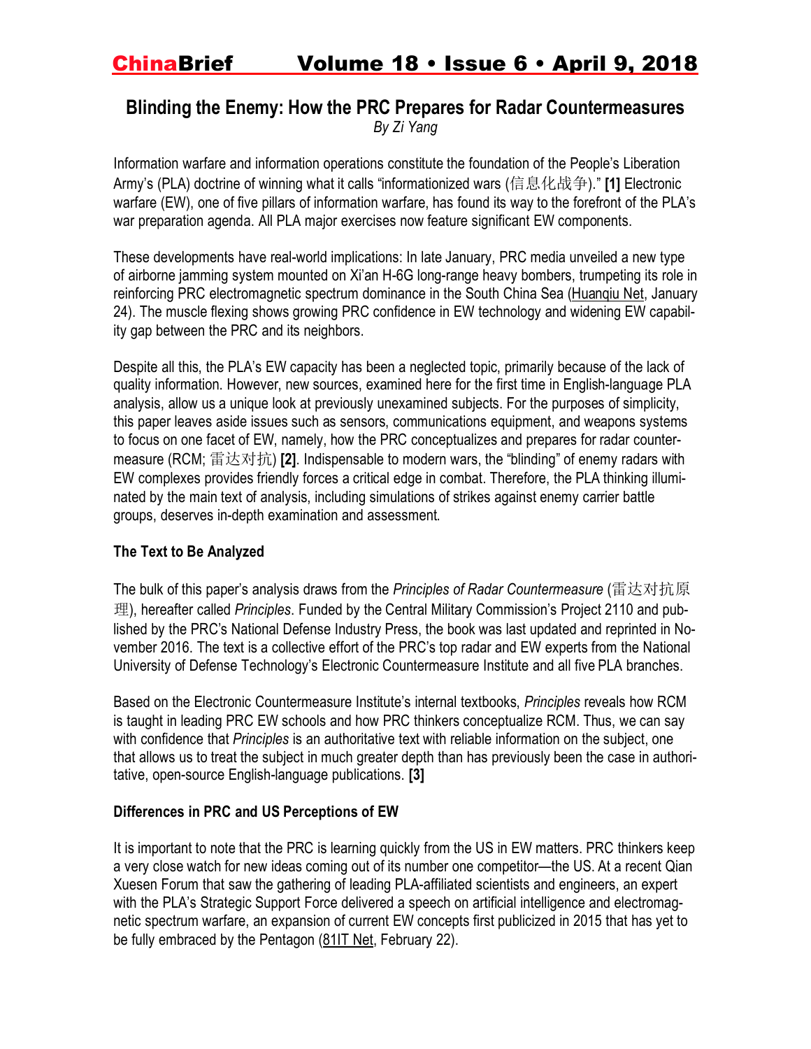## Blinding the Enemy: How the PRC Prepares for Radar Countermeasures

*By Zi Yang*

Information warfare and information operations constitute the foundation of the People's Liberation Army's (PLA) doctrine of winning what it calls "informationized wars (信息化战争)." **[1]** Electronic warfare (EW), one of five pillars of information warfare, has found its way to the forefront of the PLA's war preparation agenda. All PLA major exercises now feature significant EW components.

These developments have real-world implications: In late January, PRC media unveiled a new type of airborne jamming system mounted on Xi'an H-6G long-range heavy bombers, trumpeting its role in reinforcing PRC electromagnetic spectrum dominance in the South China Sea (Huanqiu Net, January 24). The muscle flexing shows growing PRC confidence in EW technology and widening EW capability gap between the PRC and its neighbors.

Despite all this, the PLA's EW capacity has been a neglected topic, primarily because of the lack of quality information. However, new sources, examined here for the first time in English-language PLA analysis, allow us a unique look at previously unexamined subjects. For the purposes of simplicity, this paper leaves aside issues such as sensors, communications equipment, and weapons systems to focus on one facet of EW, namely, how the PRC conceptualizes and prepares for radar countermeasure (RCM; 雷达对抗) **[2]**. Indispensable to modern wars, the "blinding" of enemy radars with EW complexes provides friendly forces a critical edge in combat. Therefore, the PLA thinking illuminated by the main text of analysis, including simulations of strikes against enemy carrier battle groups, deserves in-depth examination and assessment.

### The Text to Be Analyzed

The bulk of this paper's analysis draws from the *Principles of Radar Countermeasure* (雷达对抗原理), hereafter called *Principles*. Funded by the Central Military Commission's Project 2110 and published by the PRC's National Defense Industry Press, the book was last updated and reprinted in November 2016. The text is a collective effort of the PRC's top radar and EW experts from the National University of Defense Technology's Electronic Countermeasure Institute and all five PLA branches.

Based on the Electronic Countermeasure Institute's internal textbooks, *Principles* reveals how RCM is taught in leading PRC EW schools and how PRC thinkers conceptualize RCM. Thus, we can say with confidence that *Principles* is an authoritative text with reliable information on the subject, one that allows us to treat the subject in much greater depth than has previously been the case in authoritative, open-source English-language publications. **[3]**

### Differences in PRC and US Perceptions of EW

It is important to note that the PRC is learning quickly from the US in EW matters. PRC thinkers keep a very close watch for new ideas coming out of its number one competitor—the US. At a recent Qian Xuesen Forum that saw the gathering of leading PLA-affiliated scientists and engineers, an expert with the PLA's Strategic Support Force delivered a speech on artificial intelligence and electromagnetic spectrum warfare, an expansion of current EW concepts first publicized in 2015 that has yet to be fully embraced by the Pentagon (81IT Net, February 22).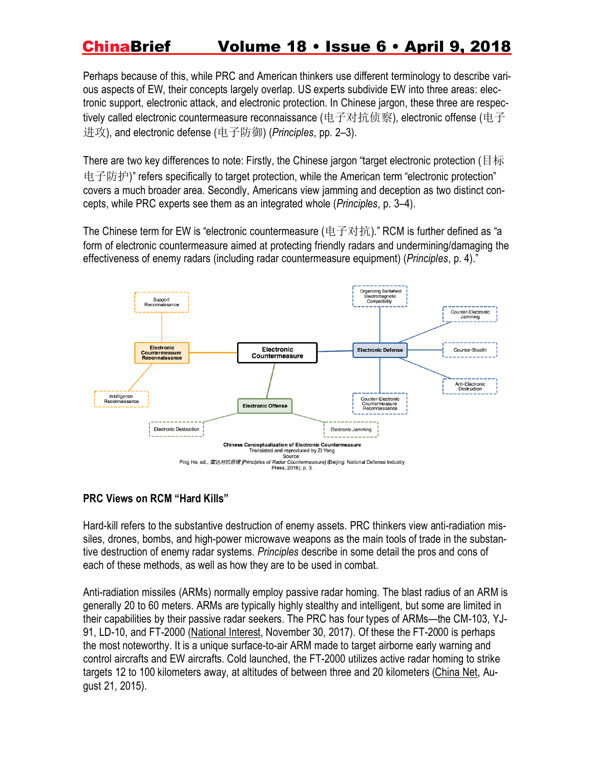Perhaps because of this, while PRC and American thinkers use different terminology to describe various aspects of EW, their concepts largely overlap. US experts subdivide EW into three areas: electronic support, electronic attack, and electronic protection. In Chinese jargon, these three are respectively called electronic countermeasure reconnaissance (电子对抗侦察), electronic offense (电子进攻), and electronic defense (电子防御) (*Principles*, pp. 2–3).

There are two key differences to note: Firstly, the Chinese jargon "target electronic protection (目标电子防护)" refers specifically to target protection, while the American term "electronic protection" covers a much broader area. Secondly, Americans view jamming and deception as two distinct concepts, while PRC experts see them as an integrated whole (*Principles*, p. 3–4).

The Chinese term for EW is "electronic countermeasure (电子对抗)." RCM is further defined as "a form of electronic countermeasure aimed at protecting friendly radars and undermining/damaging the effectiveness of enemy radars (including radar countermeasure equipment) (*Principles*, p. 4)."

Support Reconnaissance

Electronic Countermeasure Reconnaissance

Intelligence Reconnaissance

Electronic Countermeasure

Organizing Battlefield Electromagnetic Compatibility

Counter-Electronic Jamming

Electronic Defense

Counter-Stealth

Anti-Electronic Destruction

Counter-Electronic Countermeasure Reconnaissance

Electronic Offense

Electronic Destruction

Electronic Jamming

**Chinese Conceptualization of Electronic Countermeasure**
Translated and reproduced by Zi Yang
Source:
Ping He, ed., 雷达对抗原理 *[Principles of Radar Countermeasure]* (Beijing: National Defense Industry Press, 2016), p. 3.

### PRC Views on RCM "Hard Kills"

Hard-kill refers to the substantive destruction of enemy assets. PRC thinkers view anti-radiation missiles, drones, bombs, and high-power microwave weapons as the main tools of trade in the substantive destruction of enemy radar systems. *Principles* describe in some detail the pros and cons of each of these methods, as well as how they are to be used in combat.

Anti-radiation missiles (ARMs) normally employ passive radar homing. The blast radius of an ARM is generally 20 to 60 meters. ARMs are typically highly stealthy and intelligent, but some are limited in their capabilities by their passive radar seekers. The PRC has four types of ARMs—the CM-103, YJ-91, LD-10, and FT-2000 (National Interest, November 30, 2017). Of these the FT-2000 is perhaps the most noteworthy. It is a unique surface-to-air ARM made to target airborne early warning and control aircrafts and EW aircrafts. Cold launched, the FT-2000 utilizes active radar homing to strike targets 12 to 100 kilometers away, at altitudes of between three and 20 kilometers (China Net, August 21, 2015).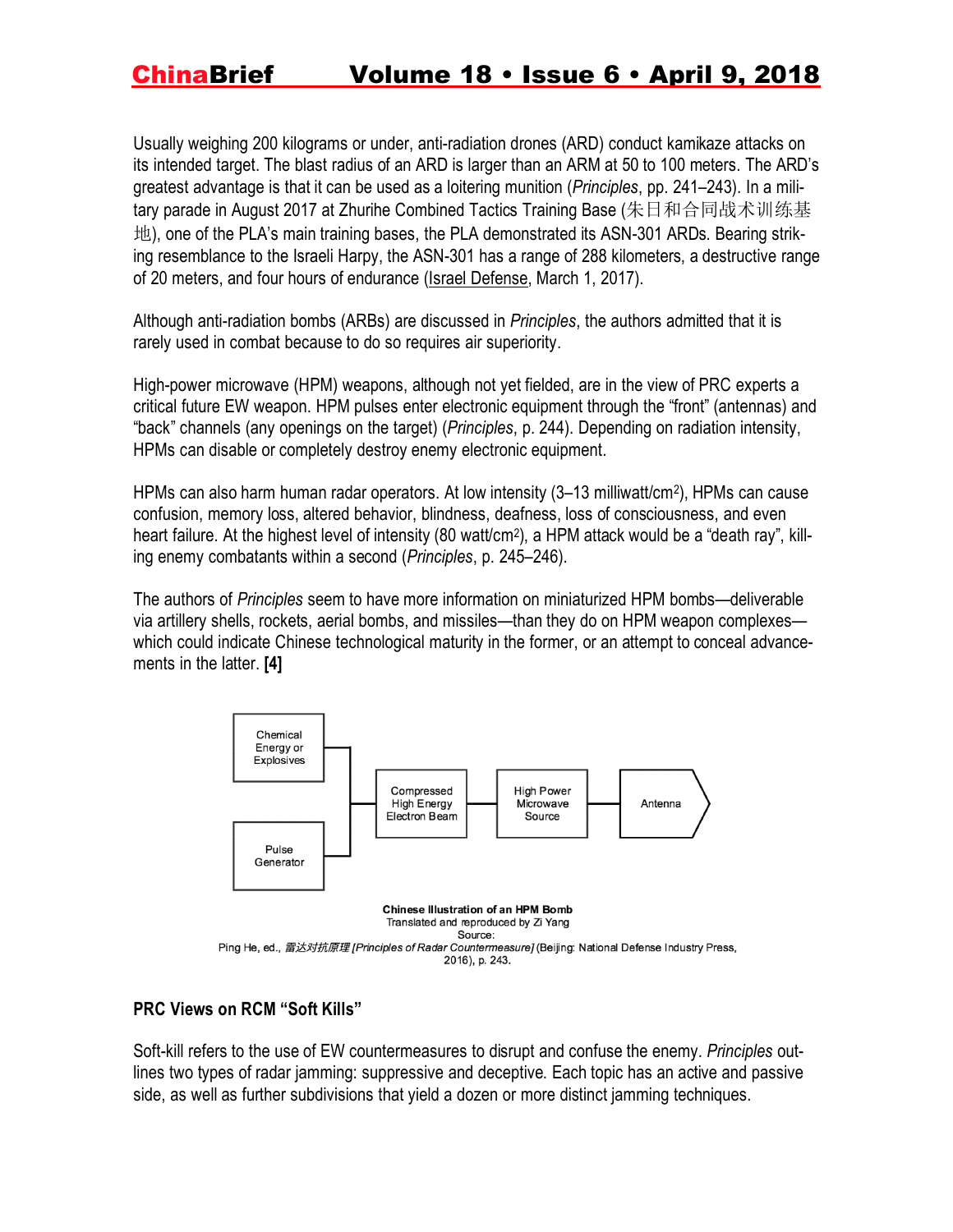Usually weighing 200 kilograms or under, anti-radiation drones (ARD) conduct kamikaze attacks on its intended target. The blast radius of an ARD is larger than an ARM at 50 to 100 meters. The ARD's greatest advantage is that it can be used as a loitering munition (*Principles*, pp. 241–243). In a military parade in August 2017 at Zhurihe Combined Tactics Training Base (朱日和合同战术训练基地), one of the PLA's main training bases, the PLA demonstrated its ASN-301 ARDs. Bearing striking resemblance to the Israeli Harpy, the ASN-301 has a range of 288 kilometers, a destructive range of 20 meters, and four hours of endurance (Israel Defense, March 1, 2017).

Although anti-radiation bombs (ARBs) are discussed in *Principles*, the authors admitted that it is rarely used in combat because to do so requires air superiority.

High-power microwave (HPM) weapons, although not yet fielded, are in the view of PRC experts a critical future EW weapon. HPM pulses enter electronic equipment through the "front" (antennas) and "back" channels (any openings on the target) (*Principles*, p. 244). Depending on radiation intensity, HPMs can disable or completely destroy enemy electronic equipment.

HPMs can also harm human radar operators. At low intensity (3–13 milliwatt/cm$^2$), HPMs can cause confusion, memory loss, altered behavior, blindness, deafness, loss of consciousness, and even heart failure. At the highest level of intensity (80 watt/cm$^2$), a HPM attack would be a "death ray", killing enemy combatants within a second (*Principles*, p. 245–246).

The authors of *Principles* seem to have more information on miniaturized HPM bombs—deliverable via artillery shells, rockets, aerial bombs, and missiles—than they do on HPM weapon complexes—which could indicate Chinese technological maturity in the former, or an attempt to conceal advancements in the latter. **[4]**

Chemical Energy or Explosives → Compressed High Energy Electron Beam → High Power Microwave Source → Antenna

Pulse Generator → Compressed High Energy Electron Beam

**Chinese Illustration of an HPM Bomb**
Translated and reproduced by Zi Yang
Source:
Ping He, ed., *雷达对抗原理 [Principles of Radar Countermeasure]* (Beijing: National Defense Industry Press, 2016), p. 243.

### PRC Views on RCM "Soft Kills"

Soft-kill refers to the use of EW countermeasures to disrupt and confuse the enemy. *Principles* outlines two types of radar jamming: suppressive and deceptive. Each topic has an active and passive side, as well as further subdivisions that yield a dozen or more distinct jamming techniques.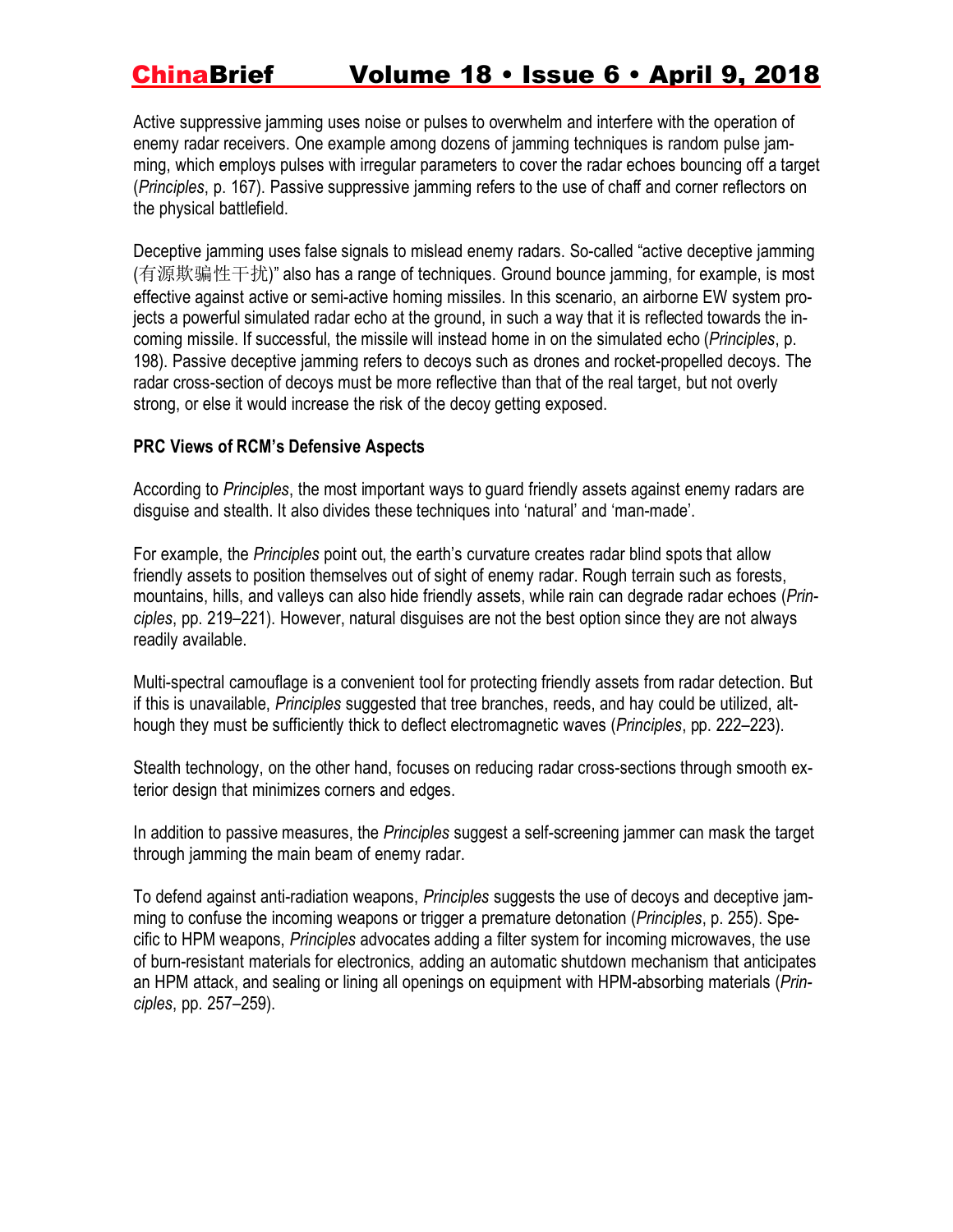Active suppressive jamming uses noise or pulses to overwhelm and interfere with the operation of enemy radar receivers. One example among dozens of jamming techniques is random pulse jamming, which employs pulses with irregular parameters to cover the radar echoes bouncing off a target (*Principles*, p. 167). Passive suppressive jamming refers to the use of chaff and corner reflectors on the physical battlefield.

Deceptive jamming uses false signals to mislead enemy radars. So-called "active deceptive jamming (有源欺骗性干扰)" also has a range of techniques. Ground bounce jamming, for example, is most effective against active or semi-active homing missiles. In this scenario, an airborne EW system projects a powerful simulated radar echo at the ground, in such a way that it is reflected towards the incoming missile. If successful, the missile will instead home in on the simulated echo (*Principles*, p. 198). Passive deceptive jamming refers to decoys such as drones and rocket-propelled decoys. The radar cross-section of decoys must be more reflective than that of the real target, but not overly strong, or else it would increase the risk of the decoy getting exposed.

**PRC Views of RCM's Defensive Aspects**

According to *Principles*, the most important ways to guard friendly assets against enemy radars are disguise and stealth. It also divides these techniques into 'natural' and 'man-made'.

For example, the *Principles* point out, the earth's curvature creates radar blind spots that allow friendly assets to position themselves out of sight of enemy radar. Rough terrain such as forests, mountains, hills, and valleys can also hide friendly assets, while rain can degrade radar echoes (*Principles*, pp. 219–221). However, natural disguises are not the best option since they are not always readily available.

Multi-spectral camouflage is a convenient tool for protecting friendly assets from radar detection. But if this is unavailable, *Principles* suggested that tree branches, reeds, and hay could be utilized, although they must be sufficiently thick to deflect electromagnetic waves (*Principles*, pp. 222–223).

Stealth technology, on the other hand, focuses on reducing radar cross-sections through smooth exterior design that minimizes corners and edges.

In addition to passive measures, the *Principles* suggest a self-screening jammer can mask the target through jamming the main beam of enemy radar.

To defend against anti-radiation weapons, *Principles* suggests the use of decoys and deceptive jamming to confuse the incoming weapons or trigger a premature detonation (*Principles*, p. 255). Specific to HPM weapons, *Principles* advocates adding a filter system for incoming microwaves, the use of burn-resistant materials for electronics, adding an automatic shutdown mechanism that anticipates an HPM attack, and sealing or lining all openings on equipment with HPM-absorbing materials (*Principles*, pp. 257–259).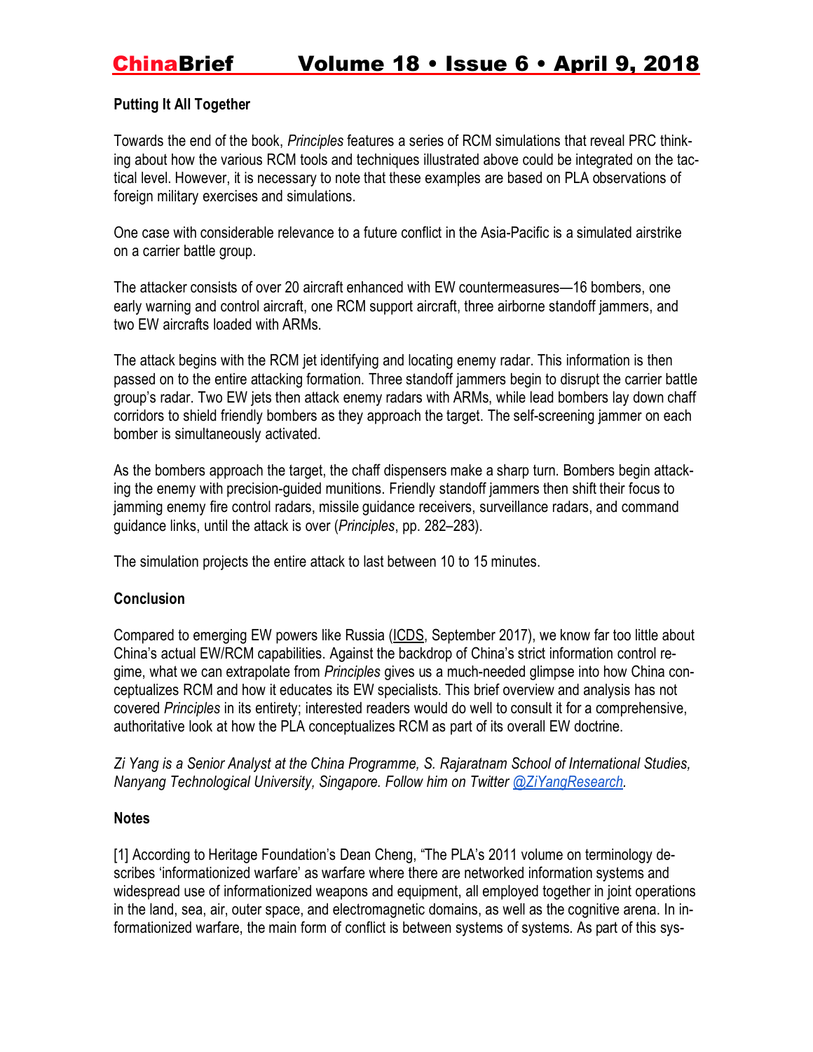### Putting It All Together

Towards the end of the book, *Principles* features a series of RCM simulations that reveal PRC thinking about how the various RCM tools and techniques illustrated above could be integrated on the tactical level. However, it is necessary to note that these examples are based on PLA observations of foreign military exercises and simulations.

One case with considerable relevance to a future conflict in the Asia-Pacific is a simulated airstrike on a carrier battle group.

The attacker consists of over 20 aircraft enhanced with EW countermeasures—16 bombers, one early warning and control aircraft, one RCM support aircraft, three airborne standoff jammers, and two EW aircrafts loaded with ARMs.

The attack begins with the RCM jet identifying and locating enemy radar. This information is then passed on to the entire attacking formation. Three standoff jammers begin to disrupt the carrier battle group's radar. Two EW jets then attack enemy radars with ARMs, while lead bombers lay down chaff corridors to shield friendly bombers as they approach the target. The self-screening jammer on each bomber is simultaneously activated.

As the bombers approach the target, the chaff dispensers make a sharp turn. Bombers begin attacking the enemy with precision-guided munitions. Friendly standoff jammers then shift their focus to jamming enemy fire control radars, missile guidance receivers, surveillance radars, and command guidance links, until the attack is over (*Principles*, pp. 282–283).

The simulation projects the entire attack to last between 10 to 15 minutes.

### Conclusion

Compared to emerging EW powers like Russia (ICDS, September 2017), we know far too little about China's actual EW/RCM capabilities. Against the backdrop of China's strict information control regime, what we can extrapolate from *Principles* gives us a much-needed glimpse into how China conceptualizes RCM and how it educates its EW specialists. This brief overview and analysis has not covered *Principles* in its entirety; interested readers would do well to consult it for a comprehensive, authoritative look at how the PLA conceptualizes RCM as part of its overall EW doctrine.

*Zi Yang is a Senior Analyst at the China Programme, S. Rajaratnam School of International Studies, Nanyang Technological University, Singapore. Follow him on Twitter @ZiYangResearch.*

### Notes

[1] According to Heritage Foundation's Dean Cheng, "The PLA's 2011 volume on terminology describes 'informationized warfare' as warfare where there are networked information systems and widespread use of informationized weapons and equipment, all employed together in joint operations in the land, sea, air, outer space, and electromagnetic domains, as well as the cognitive arena. In informationized warfare, the main form of conflict is between systems of systems. As part of this sys-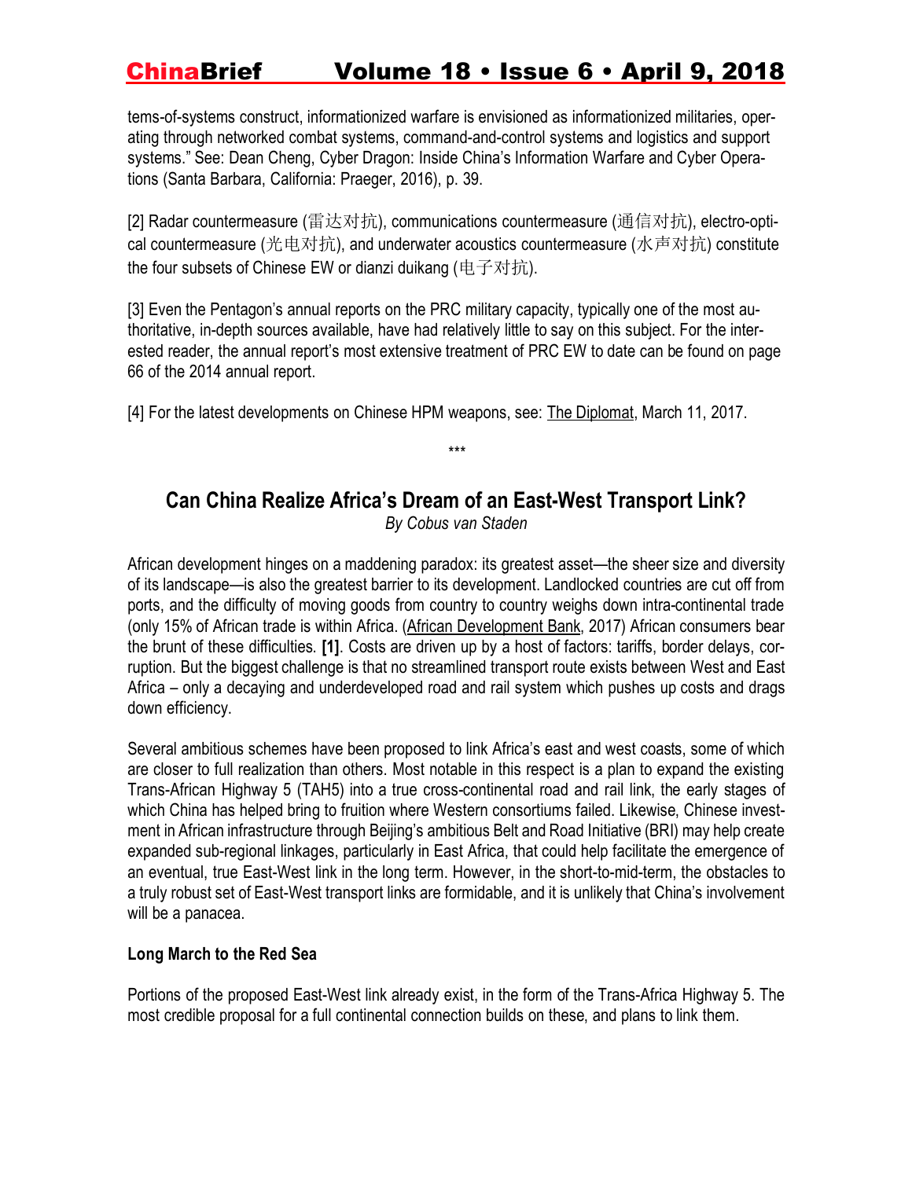tems-of-systems construct, informationized warfare is envisioned as informationized militaries, operating through networked combat systems, command-and-control systems and logistics and support systems." See: Dean Cheng, Cyber Dragon: Inside China's Information Warfare and Cyber Operations (Santa Barbara, California: Praeger, 2016), p. 39.

[2] Radar countermeasure (雷达对抗), communications countermeasure (通信对抗), electro-optical countermeasure (光电对抗), and underwater acoustics countermeasure (水声对抗) constitute the four subsets of Chinese EW or dianzi duikang (电子对抗).

[3] Even the Pentagon's annual reports on the PRC military capacity, typically one of the most authoritative, in-depth sources available, have had relatively little to say on this subject. For the interested reader, the annual report's most extensive treatment of PRC EW to date can be found on page 66 of the 2014 annual report.

[4] For the latest developments on Chinese HPM weapons, see: The Diplomat, March 11, 2017.

***

## Can China Realize Africa's Dream of an East-West Transport Link?

*By Cobus van Staden*

African development hinges on a maddening paradox: its greatest asset—the sheer size and diversity of its landscape—is also the greatest barrier to its development. Landlocked countries are cut off from ports, and the difficulty of moving goods from country to country weighs down intra-continental trade (only 15% of African trade is within Africa. (African Development Bank, 2017) African consumers bear the brunt of these difficulties. **[1]**. Costs are driven up by a host of factors: tariffs, border delays, corruption. But the biggest challenge is that no streamlined transport route exists between West and East Africa – only a decaying and underdeveloped road and rail system which pushes up costs and drags down efficiency.

Several ambitious schemes have been proposed to link Africa's east and west coasts, some of which are closer to full realization than others. Most notable in this respect is a plan to expand the existing Trans-African Highway 5 (TAH5) into a true cross-continental road and rail link, the early stages of which China has helped bring to fruition where Western consortiums failed. Likewise, Chinese investment in African infrastructure through Beijing's ambitious Belt and Road Initiative (BRI) may help create expanded sub-regional linkages, particularly in East Africa, that could help facilitate the emergence of an eventual, true East-West link in the long term. However, in the short-to-mid-term, the obstacles to a truly robust set of East-West transport links are formidable, and it is unlikely that China's involvement will be a panacea.

### Long March to the Red Sea

Portions of the proposed East-West link already exist, in the form of the Trans-Africa Highway 5. The most credible proposal for a full continental connection builds on these, and plans to link them.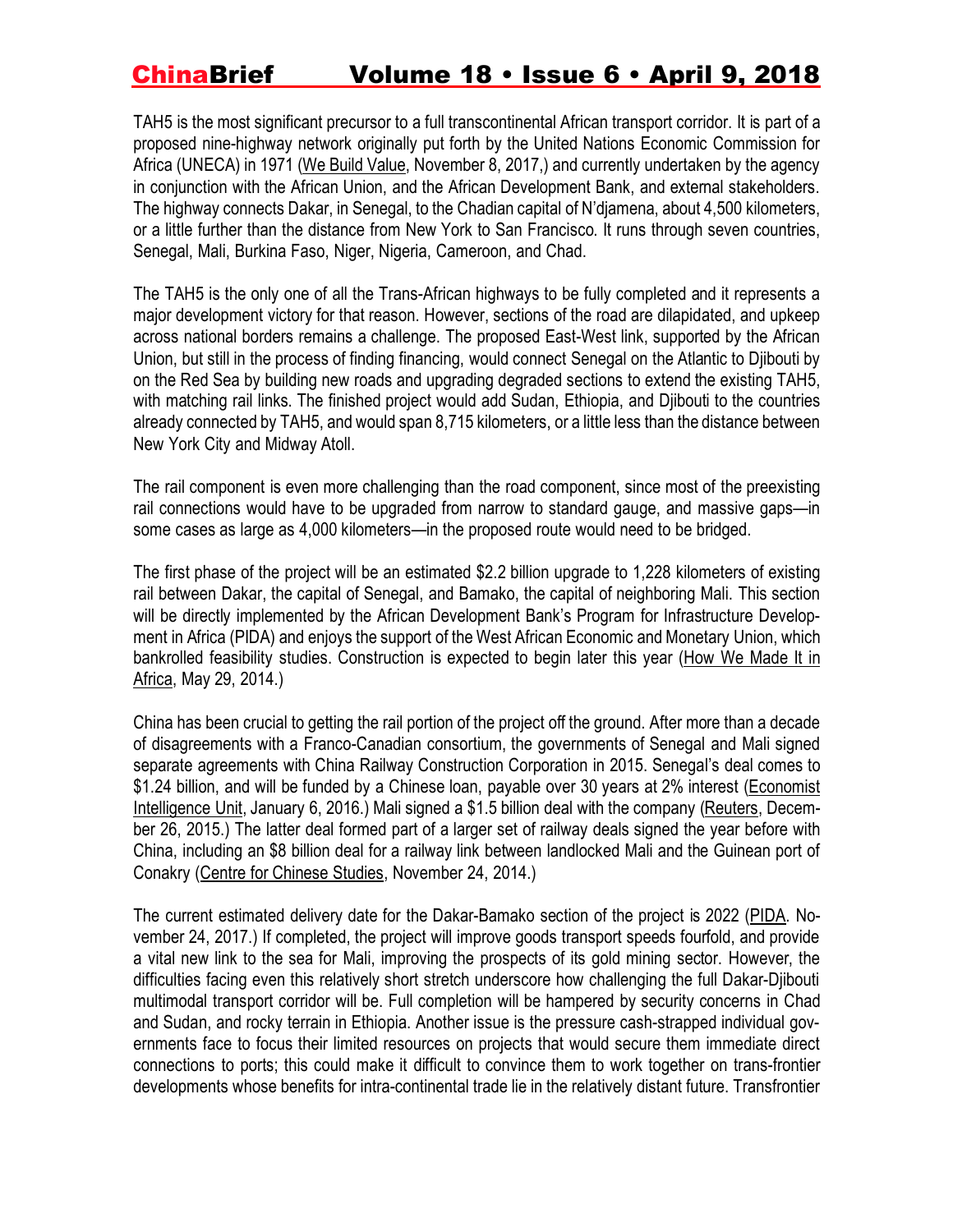TAH5 is the most significant precursor to a full transcontinental African transport corridor. It is part of a proposed nine-highway network originally put forth by the United Nations Economic Commission for Africa (UNECA) in 1971 (We Build Value, November 8, 2017,) and currently undertaken by the agency in conjunction with the African Union, and the African Development Bank, and external stakeholders. The highway connects Dakar, in Senegal, to the Chadian capital of N'djamena, about 4,500 kilometers, or a little further than the distance from New York to San Francisco. It runs through seven countries, Senegal, Mali, Burkina Faso, Niger, Nigeria, Cameroon, and Chad.

The TAH5 is the only one of all the Trans-African highways to be fully completed and it represents a major development victory for that reason. However, sections of the road are dilapidated, and upkeep across national borders remains a challenge. The proposed East-West link, supported by the African Union, but still in the process of finding financing, would connect Senegal on the Atlantic to Djibouti by on the Red Sea by building new roads and upgrading degraded sections to extend the existing TAH5, with matching rail links. The finished project would add Sudan, Ethiopia, and Djibouti to the countries already connected by TAH5, and would span 8,715 kilometers, or a little less than the distance between New York City and Midway Atoll.

The rail component is even more challenging than the road component, since most of the preexisting rail connections would have to be upgraded from narrow to standard gauge, and massive gaps—in some cases as large as 4,000 kilometers—in the proposed route would need to be bridged.

The first phase of the project will be an estimated $2.2 billion upgrade to 1,228 kilometers of existing rail between Dakar, the capital of Senegal, and Bamako, the capital of neighboring Mali. This section will be directly implemented by the African Development Bank's Program for Infrastructure Development in Africa (PIDA) and enjoys the support of the West African Economic and Monetary Union, which bankrolled feasibility studies. Construction is expected to begin later this year (How We Made It in Africa, May 29, 2014.)

China has been crucial to getting the rail portion of the project off the ground. After more than a decade of disagreements with a Franco-Canadian consortium, the governments of Senegal and Mali signed separate agreements with China Railway Construction Corporation in 2015. Senegal's deal comes to $1.24 billion, and will be funded by a Chinese loan, payable over 30 years at 2% interest (Economist Intelligence Unit, January 6, 2016.) Mali signed a $1.5 billion deal with the company (Reuters, December 26, 2015.) The latter deal formed part of a larger set of railway deals signed the year before with China, including an $8 billion deal for a railway link between landlocked Mali and the Guinean port of Conakry (Centre for Chinese Studies, November 24, 2014.)

The current estimated delivery date for the Dakar-Bamako section of the project is 2022 (PIDA. November 24, 2017.) If completed, the project will improve goods transport speeds fourfold, and provide a vital new link to the sea for Mali, improving the prospects of its gold mining sector. However, the difficulties facing even this relatively short stretch underscore how challenging the full Dakar-Djibouti multimodal transport corridor will be. Full completion will be hampered by security concerns in Chad and Sudan, and rocky terrain in Ethiopia. Another issue is the pressure cash-strapped individual governments face to focus their limited resources on projects that would secure them immediate direct connections to ports; this could make it difficult to convince them to work together on trans-frontier developments whose benefits for intra-continental trade lie in the relatively distant future. Transfrontier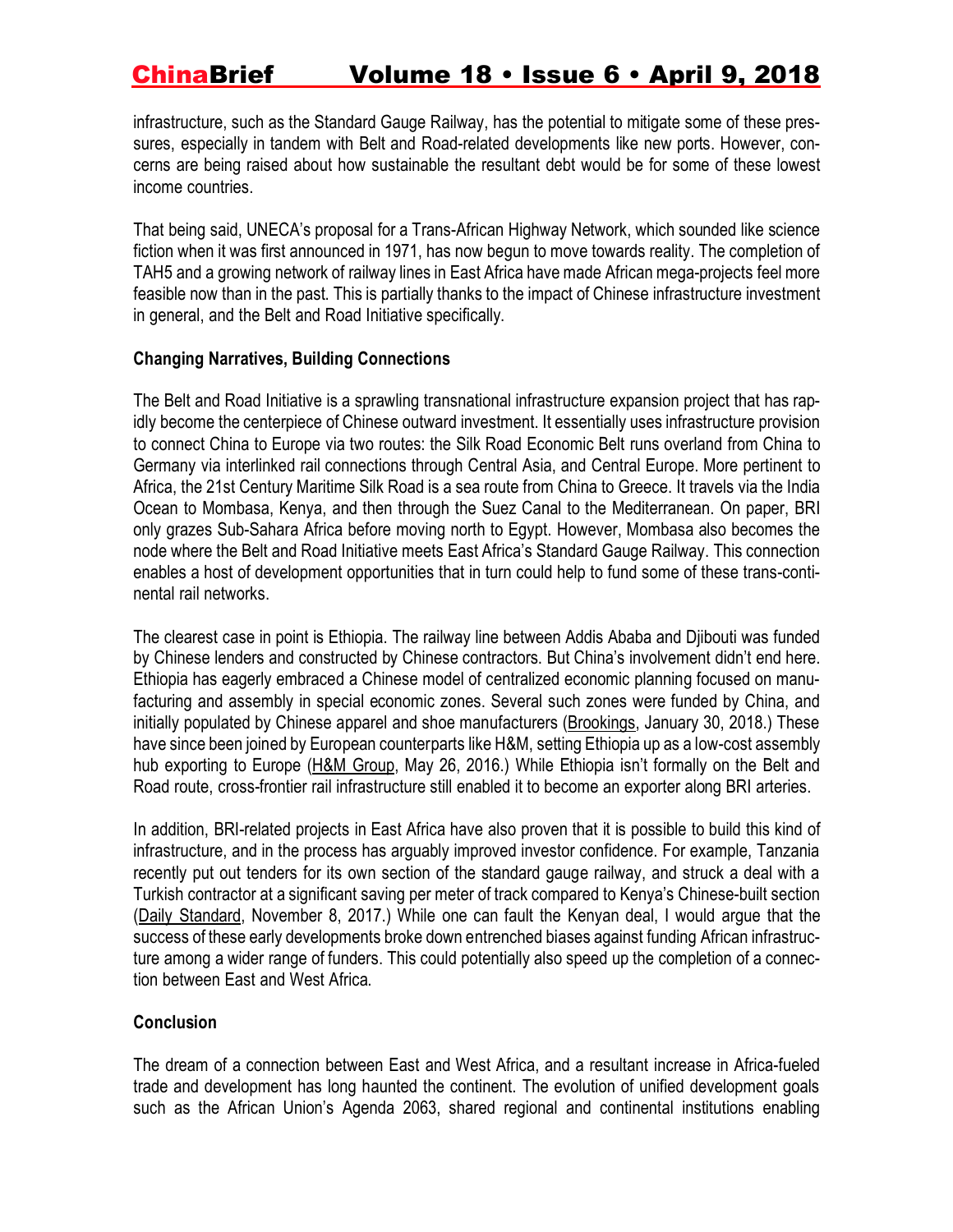infrastructure, such as the Standard Gauge Railway, has the potential to mitigate some of these pressures, especially in tandem with Belt and Road-related developments like new ports. However, concerns are being raised about how sustainable the resultant debt would be for some of these lowest income countries.

That being said, UNECA's proposal for a Trans-African Highway Network, which sounded like science fiction when it was first announced in 1971, has now begun to move towards reality. The completion of TAH5 and a growing network of railway lines in East Africa have made African mega-projects feel more feasible now than in the past. This is partially thanks to the impact of Chinese infrastructure investment in general, and the Belt and Road Initiative specifically.

**Changing Narratives, Building Connections**

The Belt and Road Initiative is a sprawling transnational infrastructure expansion project that has rapidly become the centerpiece of Chinese outward investment. It essentially uses infrastructure provision to connect China to Europe via two routes: the Silk Road Economic Belt runs overland from China to Germany via interlinked rail connections through Central Asia, and Central Europe. More pertinent to Africa, the 21st Century Maritime Silk Road is a sea route from China to Greece. It travels via the India Ocean to Mombasa, Kenya, and then through the Suez Canal to the Mediterranean. On paper, BRI only grazes Sub-Sahara Africa before moving north to Egypt. However, Mombasa also becomes the node where the Belt and Road Initiative meets East Africa's Standard Gauge Railway. This connection enables a host of development opportunities that in turn could help to fund some of these trans-continental rail networks.

The clearest case in point is Ethiopia. The railway line between Addis Ababa and Djibouti was funded by Chinese lenders and constructed by Chinese contractors. But China's involvement didn't end here. Ethiopia has eagerly embraced a Chinese model of centralized economic planning focused on manufacturing and assembly in special economic zones. Several such zones were funded by China, and initially populated by Chinese apparel and shoe manufacturers (Brookings, January 30, 2018.) These have since been joined by European counterparts like H&M, setting Ethiopia up as a low-cost assembly hub exporting to Europe (H&M Group, May 26, 2016.) While Ethiopia isn't formally on the Belt and Road route, cross-frontier rail infrastructure still enabled it to become an exporter along BRI arteries.

In addition, BRI-related projects in East Africa have also proven that it is possible to build this kind of infrastructure, and in the process has arguably improved investor confidence. For example, Tanzania recently put out tenders for its own section of the standard gauge railway, and struck a deal with a Turkish contractor at a significant saving per meter of track compared to Kenya's Chinese-built section (Daily Standard, November 8, 2017.) While one can fault the Kenyan deal, I would argue that the success of these early developments broke down entrenched biases against funding African infrastructure among a wider range of funders. This could potentially also speed up the completion of a connection between East and West Africa.

**Conclusion**

The dream of a connection between East and West Africa, and a resultant increase in Africa-fueled trade and development has long haunted the continent. The evolution of unified development goals such as the African Union's Agenda 2063, shared regional and continental institutions enabling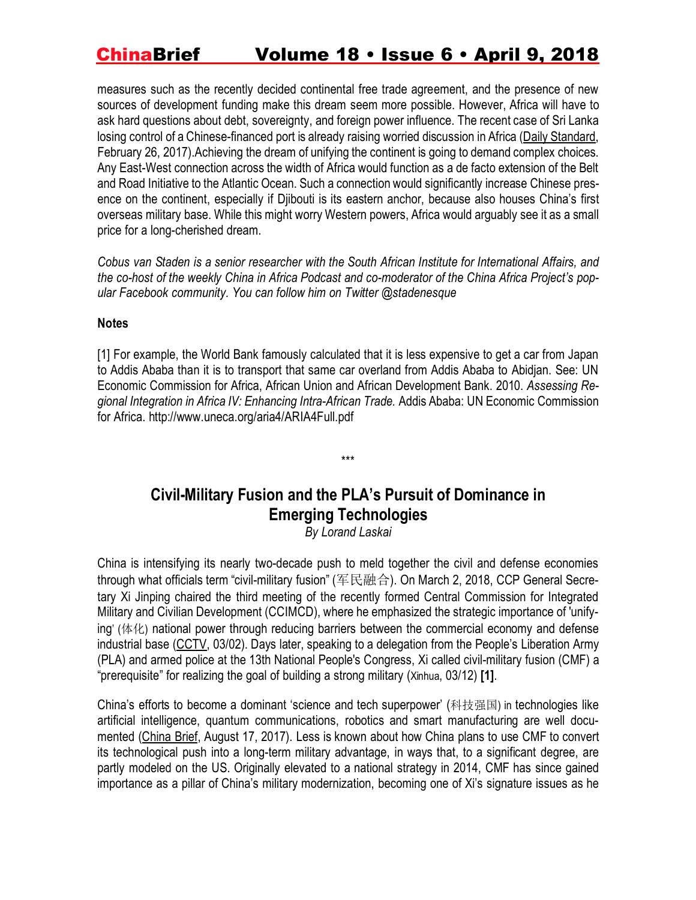measures such as the recently decided continental free trade agreement, and the presence of new sources of development funding make this dream seem more possible. However, Africa will have to ask hard questions about debt, sovereignty, and foreign power influence. The recent case of Sri Lanka losing control of a Chinese-financed port is already raising worried discussion in Africa (Daily Standard, February 26, 2017).Achieving the dream of unifying the continent is going to demand complex choices. Any East-West connection across the width of Africa would function as a de facto extension of the Belt and Road Initiative to the Atlantic Ocean. Such a connection would significantly increase Chinese presence on the continent, especially if Djibouti is its eastern anchor, because also houses China's first overseas military base. While this might worry Western powers, Africa would arguably see it as a small price for a long-cherished dream.

*Cobus van Staden is a senior researcher with the South African Institute for International Affairs, and the co-host of the weekly China in Africa Podcast and co-moderator of the China Africa Project's popular Facebook community. You can follow him on Twitter @stadenesque*

**Notes**

[1] For example, the World Bank famously calculated that it is less expensive to get a car from Japan to Addis Ababa than it is to transport that same car overland from Addis Ababa to Abidjan. See: UN Economic Commission for Africa, African Union and African Development Bank. 2010. *Assessing Regional Integration in Africa IV: Enhancing Intra-African Trade.* Addis Ababa: UN Economic Commission for Africa. http://www.uneca.org/aria4/ARIA4Full.pdf

\*\*\*

## Civil-Military Fusion and the PLA's Pursuit of Dominance in Emerging Technologies

*By Lorand Laskai*

China is intensifying its nearly two-decade push to meld together the civil and defense economies through what officials term "civil-military fusion" (军民融合). On March 2, 2018, CCP General Secretary Xi Jinping chaired the third meeting of the recently formed Central Commission for Integrated Military and Civilian Development (CCIMCD), where he emphasized the strategic importance of 'unifying' (体化) national power through reducing barriers between the commercial economy and defense industrial base (CCTV, 03/02). Days later, speaking to a delegation from the People's Liberation Army (PLA) and armed police at the 13th National People's Congress, Xi called civil-military fusion (CMF) a "prerequisite" for realizing the goal of building a strong military (Xinhua, 03/12) **[1]**.

China's efforts to become a dominant 'science and tech superpower' (科技强国) in technologies like artificial intelligence, quantum communications, robotics and smart manufacturing are well documented (China Brief, August 17, 2017). Less is known about how China plans to use CMF to convert its technological push into a long-term military advantage, in ways that, to a significant degree, are partly modeled on the US. Originally elevated to a national strategy in 2014, CMF has since gained importance as a pillar of China's military modernization, becoming one of Xi's signature issues as he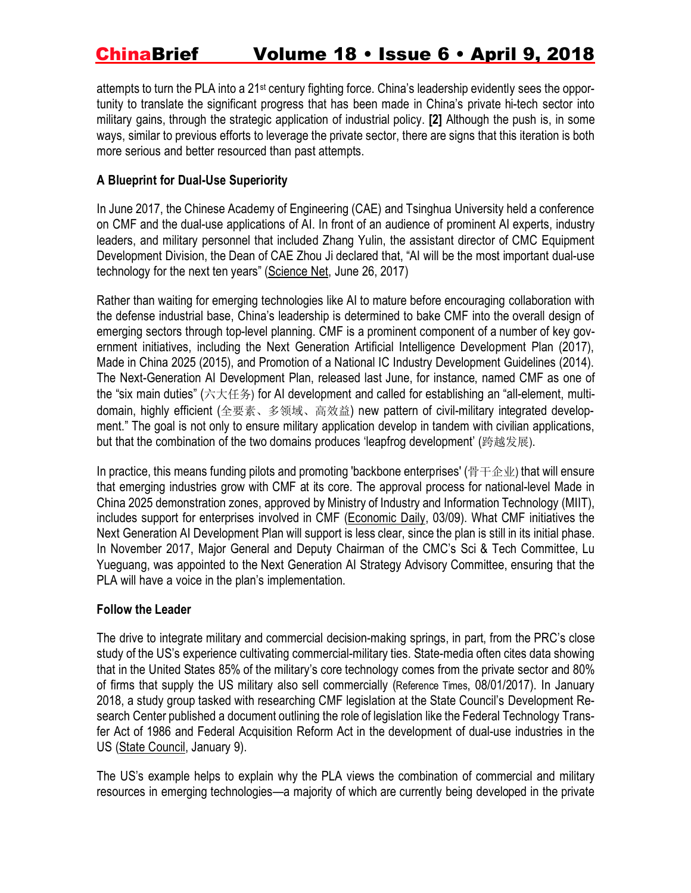attempts to turn the PLA into a 21st century fighting force. China's leadership evidently sees the opportunity to translate the significant progress that has been made in China's private hi-tech sector into military gains, through the strategic application of industrial policy. **[2]** Although the push is, in some ways, similar to previous efforts to leverage the private sector, there are signs that this iteration is both more serious and better resourced than past attempts.

**A Blueprint for Dual-Use Superiority**

In June 2017, the Chinese Academy of Engineering (CAE) and Tsinghua University held a conference on CMF and the dual-use applications of AI. In front of an audience of prominent AI experts, industry leaders, and military personnel that included Zhang Yulin, the assistant director of CMC Equipment Development Division, the Dean of CAE Zhou Ji declared that, "AI will be the most important dual-use technology for the next ten years" (Science Net, June 26, 2017)

Rather than waiting for emerging technologies like AI to mature before encouraging collaboration with the defense industrial base, China's leadership is determined to bake CMF into the overall design of emerging sectors through top-level planning. CMF is a prominent component of a number of key government initiatives, including the Next Generation Artificial Intelligence Development Plan (2017), Made in China 2025 (2015), and Promotion of a National IC Industry Development Guidelines (2014). The Next-Generation AI Development Plan, released last June, for instance, named CMF as one of the "six main duties" (六大任务) for AI development and called for establishing an "all-element, multi-domain, highly efficient (全要素、多领域、高效益) new pattern of civil-military integrated development." The goal is not only to ensure military application develop in tandem with civilian applications, but that the combination of the two domains produces 'leapfrog development' (跨越发展).

In practice, this means funding pilots and promoting 'backbone enterprises' (骨干企业) that will ensure that emerging industries grow with CMF at its core. The approval process for national-level Made in China 2025 demonstration zones, approved by Ministry of Industry and Information Technology (MIIT), includes support for enterprises involved in CMF (Economic Daily, 03/09). What CMF initiatives the Next Generation AI Development Plan will support is less clear, since the plan is still in its initial phase. In November 2017, Major General and Deputy Chairman of the CMC's Sci & Tech Committee, Lu Yueguang, was appointed to the Next Generation AI Strategy Advisory Committee, ensuring that the PLA will have a voice in the plan's implementation.

**Follow the Leader**

The drive to integrate military and commercial decision-making springs, in part, from the PRC's close study of the US's experience cultivating commercial-military ties. State-media often cites data showing that in the United States 85% of the military's core technology comes from the private sector and 80% of firms that supply the US military also sell commercially (Reference Times, 08/01/2017). In January 2018, a study group tasked with researching CMF legislation at the State Council's Development Research Center published a document outlining the role of legislation like the Federal Technology Transfer Act of 1986 and Federal Acquisition Reform Act in the development of dual-use industries in the US (State Council, January 9).

The US's example helps to explain why the PLA views the combination of commercial and military resources in emerging technologies—a majority of which are currently being developed in the private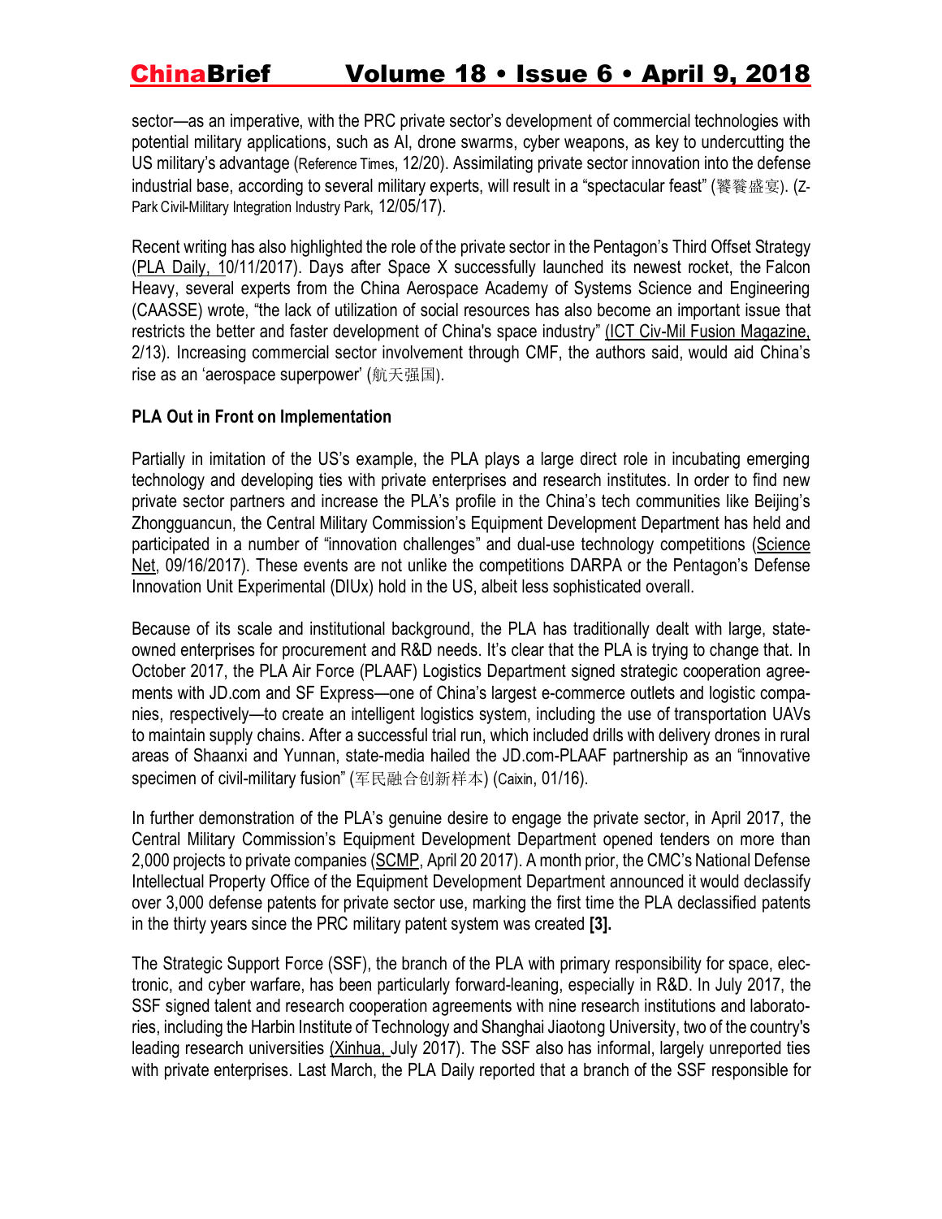sector—as an imperative, with the PRC private sector's development of commercial technologies with potential military applications, such as AI, drone swarms, cyber weapons, as key to undercutting the US military's advantage (Reference Times, 12/20). Assimilating private sector innovation into the defense industrial base, according to several military experts, will result in a "spectacular feast" (饕餮盛宴). (Z-Park Civil-Military Integration Industry Park, 12/05/17).

Recent writing has also highlighted the role of the private sector in the Pentagon's Third Offset Strategy (PLA Daily, 10/11/2017). Days after Space X successfully launched its newest rocket, the Falcon Heavy, several experts from the China Aerospace Academy of Systems Science and Engineering (CAASSE) wrote, "the lack of utilization of social resources has also become an important issue that restricts the better and faster development of China's space industry" (ICT Civ-Mil Fusion Magazine, 2/13). Increasing commercial sector involvement through CMF, the authors said, would aid China's rise as an 'aerospace superpower' (航天强国).

**PLA Out in Front on Implementation**

Partially in imitation of the US's example, the PLA plays a large direct role in incubating emerging technology and developing ties with private enterprises and research institutes. In order to find new private sector partners and increase the PLA's profile in the China's tech communities like Beijing's Zhongguancun, the Central Military Commission's Equipment Development Department has held and participated in a number of "innovation challenges" and dual-use technology competitions (Science Net, 09/16/2017). These events are not unlike the competitions DARPA or the Pentagon's Defense Innovation Unit Experimental (DIUx) hold in the US, albeit less sophisticated overall.

Because of its scale and institutional background, the PLA has traditionally dealt with large, state-owned enterprises for procurement and R&D needs. It's clear that the PLA is trying to change that. In October 2017, the PLA Air Force (PLAAF) Logistics Department signed strategic cooperation agreements with JD.com and SF Express—one of China's largest e-commerce outlets and logistic companies, respectively—to create an intelligent logistics system, including the use of transportation UAVs to maintain supply chains. After a successful trial run, which included drills with delivery drones in rural areas of Shaanxi and Yunnan, state-media hailed the JD.com-PLAAF partnership as an "innovative specimen of civil-military fusion" (军民融合创新样本) (Caixin, 01/16).

In further demonstration of the PLA's genuine desire to engage the private sector, in April 2017, the Central Military Commission's Equipment Development Department opened tenders on more than 2,000 projects to private companies (SCMP, April 20 2017). A month prior, the CMC's National Defense Intellectual Property Office of the Equipment Development Department announced it would declassify over 3,000 defense patents for private sector use, marking the first time the PLA declassified patents in the thirty years since the PRC military patent system was created **[3].**

The Strategic Support Force (SSF), the branch of the PLA with primary responsibility for space, electronic, and cyber warfare, has been particularly forward-leaning, especially in R&D. In July 2017, the SSF signed talent and research cooperation agreements with nine research institutions and laboratories, including the Harbin Institute of Technology and Shanghai Jiaotong University, two of the country's leading research universities (Xinhua, July 2017). The SSF also has informal, largely unreported ties with private enterprises. Last March, the PLA Daily reported that a branch of the SSF responsible for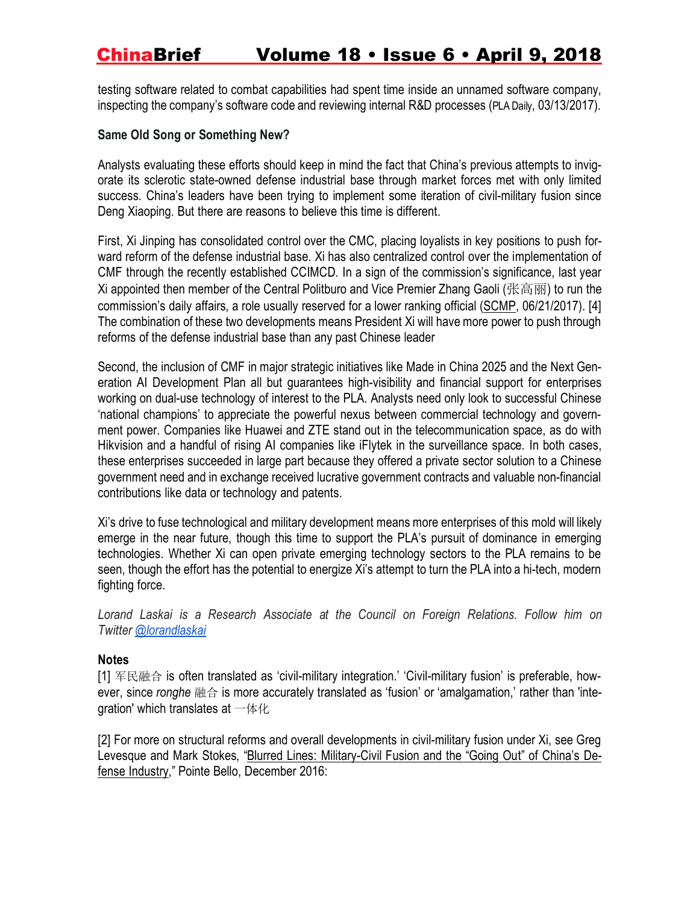testing software related to combat capabilities had spent time inside an unnamed software company, inspecting the company's software code and reviewing internal R&D processes (PLA Daily, 03/13/2017).

**Same Old Song or Something New?**

Analysts evaluating these efforts should keep in mind the fact that China's previous attempts to invigorate its sclerotic state-owned defense industrial base through market forces met with only limited success. China's leaders have been trying to implement some iteration of civil-military fusion since Deng Xiaoping. But there are reasons to believe this time is different.

First, Xi Jinping has consolidated control over the CMC, placing loyalists in key positions to push forward reform of the defense industrial base. Xi has also centralized control over the implementation of CMF through the recently established CCIMCD. In a sign of the commission's significance, last year Xi appointed then member of the Central Politburo and Vice Premier Zhang Gaoli (张高丽) to run the commission's daily affairs, a role usually reserved for a lower ranking official (SCMP, 06/21/2017). [4] The combination of these two developments means President Xi will have more power to push through reforms of the defense industrial base than any past Chinese leader

Second, the inclusion of CMF in major strategic initiatives like Made in China 2025 and the Next Generation AI Development Plan all but guarantees high-visibility and financial support for enterprises working on dual-use technology of interest to the PLA. Analysts need only look to successful Chinese 'national champions' to appreciate the powerful nexus between commercial technology and government power. Companies like Huawei and ZTE stand out in the telecommunication space, as do with Hikvision and a handful of rising AI companies like iFlytek in the surveillance space. In both cases, these enterprises succeeded in large part because they offered a private sector solution to a Chinese government need and in exchange received lucrative government contracts and valuable non-financial contributions like data or technology and patents.

Xi's drive to fuse technological and military development means more enterprises of this mold will likely emerge in the near future, though this time to support the PLA's pursuit of dominance in emerging technologies. Whether Xi can open private emerging technology sectors to the PLA remains to be seen, though the effort has the potential to energize Xi's attempt to turn the PLA into a hi-tech, modern fighting force.

*Lorand Laskai is a Research Associate at the Council on Foreign Relations. Follow him on Twitter @lorandlaskai*

**Notes**

[1] 军民融合 is often translated as 'civil-military integration.' 'Civil-military fusion' is preferable, however, since *ronghe* 融合 is more accurately translated as 'fusion' or 'amalgamation,' rather than 'integration' which translates at 一体化

[2] For more on structural reforms and overall developments in civil-military fusion under Xi, see Greg Levesque and Mark Stokes, "Blurred Lines: Military-Civil Fusion and the "Going Out" of China's Defense Industry," Pointe Bello, December 2016: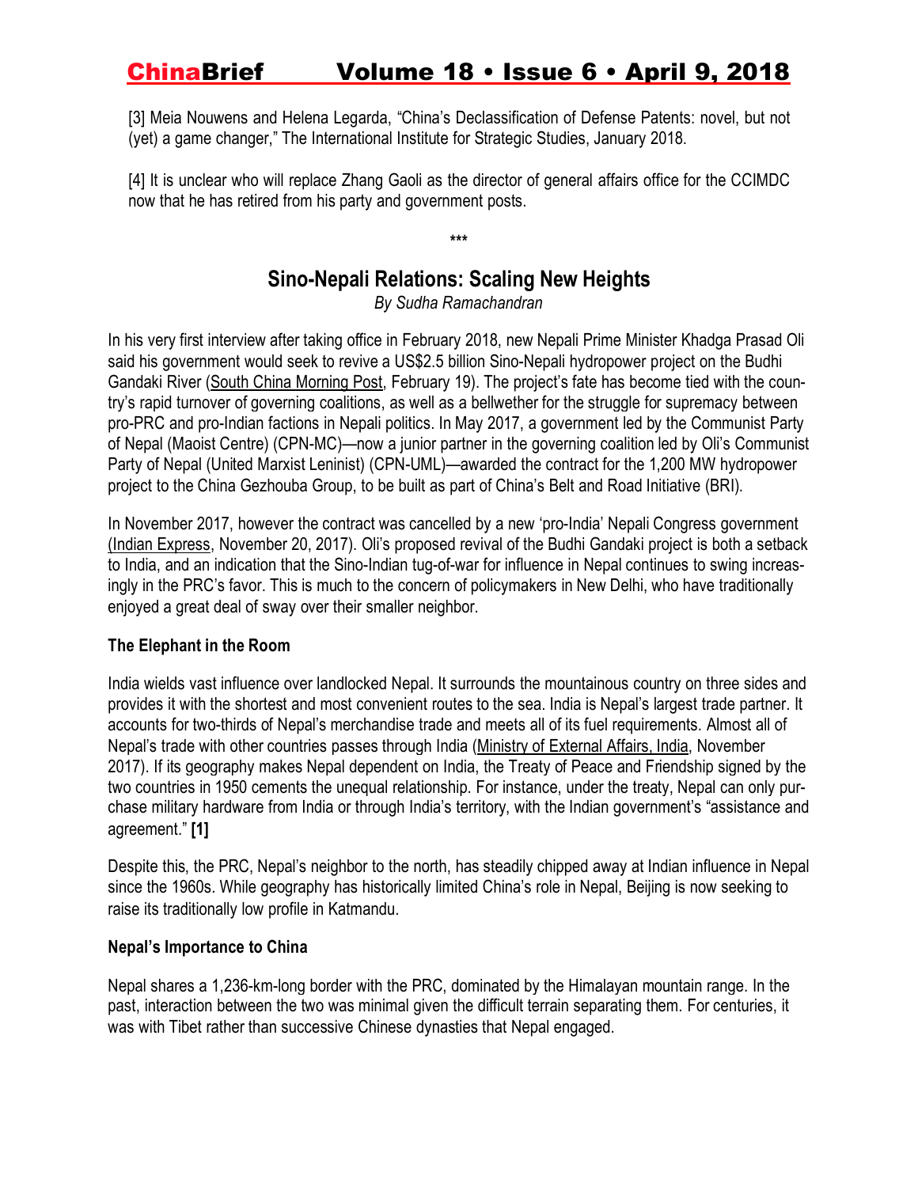[3] Meia Nouwens and Helena Legarda, “China’s Declassification of Defense Patents: novel, but not (yet) a game changer,” The International Institute for Strategic Studies, January 2018.

[4] It is unclear who will replace Zhang Gaoli as the director of general affairs office for the CCIMDC now that he has retired from his party and government posts.

***

## Sino-Nepali Relations: Scaling New Heights

*By Sudha Ramachandran*

In his very first interview after taking office in February 2018, new Nepali Prime Minister Khadga Prasad Oli said his government would seek to revive a US$2.5 billion Sino-Nepali hydropower project on the Budhi Gandaki River (South China Morning Post, February 19). The project’s fate has become tied with the country’s rapid turnover of governing coalitions, as well as a bellwether for the struggle for supremacy between pro-PRC and pro-Indian factions in Nepali politics. In May 2017, a government led by the Communist Party of Nepal (Maoist Centre) (CPN-MC)—now a junior partner in the governing coalition led by Oli’s Communist Party of Nepal (United Marxist Leninist) (CPN-UML)—awarded the contract for the 1,200 MW hydropower project to the China Gezhouba Group, to be built as part of China’s Belt and Road Initiative (BRI).

In November 2017, however the contract was cancelled by a new ‘pro-India’ Nepali Congress government (Indian Express, November 20, 2017). Oli’s proposed revival of the Budhi Gandaki project is both a setback to India, and an indication that the Sino-Indian tug-of-war for influence in Nepal continues to swing increasingly in the PRC’s favor. This is much to the concern of policymakers in New Delhi, who have traditionally enjoyed a great deal of sway over their smaller neighbor.

### The Elephant in the Room

India wields vast influence over landlocked Nepal. It surrounds the mountainous country on three sides and provides it with the shortest and most convenient routes to the sea. India is Nepal’s largest trade partner. It accounts for two-thirds of Nepal’s merchandise trade and meets all of its fuel requirements. Almost all of Nepal’s trade with other countries passes through India (Ministry of External Affairs, India, November 2017). If its geography makes Nepal dependent on India, the Treaty of Peace and Friendship signed by the two countries in 1950 cements the unequal relationship. For instance, under the treaty, Nepal can only purchase military hardware from India or through India’s territory, with the Indian government’s “assistance and agreement.” **[1]**

Despite this, the PRC, Nepal’s neighbor to the north, has steadily chipped away at Indian influence in Nepal since the 1960s. While geography has historically limited China’s role in Nepal, Beijing is now seeking to raise its traditionally low profile in Katmandu.

### Nepal’s Importance to China

Nepal shares a 1,236-km-long border with the PRC, dominated by the Himalayan mountain range. In the past, interaction between the two was minimal given the difficult terrain separating them. For centuries, it was with Tibet rather than successive Chinese dynasties that Nepal engaged.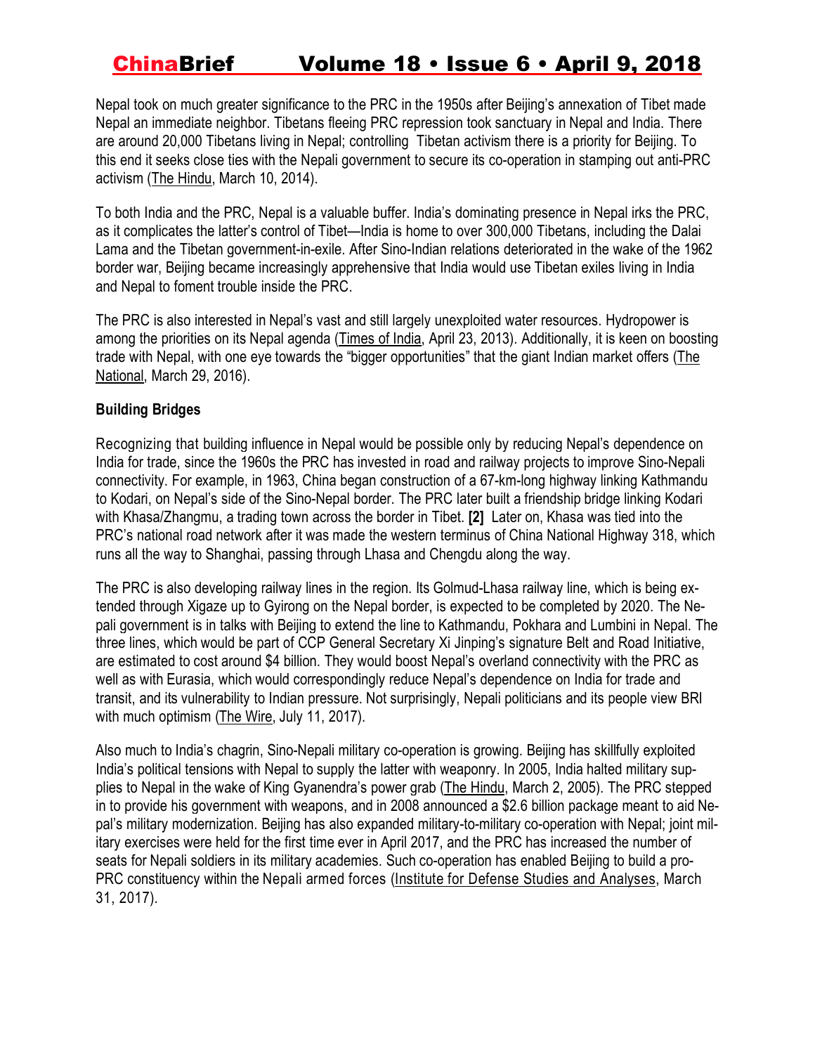Nepal took on much greater significance to the PRC in the 1950s after Beijing's annexation of Tibet made Nepal an immediate neighbor. Tibetans fleeing PRC repression took sanctuary in Nepal and India. There are around 20,000 Tibetans living in Nepal; controlling Tibetan activism there is a priority for Beijing. To this end it seeks close ties with the Nepali government to secure its co-operation in stamping out anti-PRC activism (The Hindu, March 10, 2014).

To both India and the PRC, Nepal is a valuable buffer. India's dominating presence in Nepal irks the PRC, as it complicates the latter's control of Tibet—India is home to over 300,000 Tibetans, including the Dalai Lama and the Tibetan government-in-exile. After Sino-Indian relations deteriorated in the wake of the 1962 border war, Beijing became increasingly apprehensive that India would use Tibetan exiles living in India and Nepal to foment trouble inside the PRC.

The PRC is also interested in Nepal's vast and still largely unexploited water resources. Hydropower is among the priorities on its Nepal agenda (Times of India, April 23, 2013). Additionally, it is keen on boosting trade with Nepal, with one eye towards the "bigger opportunities" that the giant Indian market offers (The National, March 29, 2016).

**Building Bridges**

Recognizing that building influence in Nepal would be possible only by reducing Nepal's dependence on India for trade, since the 1960s the PRC has invested in road and railway projects to improve Sino-Nepali connectivity. For example, in 1963, China began construction of a 67-km-long highway linking Kathmandu to Kodari, on Nepal's side of the Sino-Nepal border. The PRC later built a friendship bridge linking Kodari with Khasa/Zhangmu, a trading town across the border in Tibet. **[2]** Later on, Khasa was tied into the PRC's national road network after it was made the western terminus of China National Highway 318, which runs all the way to Shanghai, passing through Lhasa and Chengdu along the way.

The PRC is also developing railway lines in the region. Its Golmud-Lhasa railway line, which is being extended through Xigaze up to Gyirong on the Nepal border, is expected to be completed by 2020. The Nepali government is in talks with Beijing to extend the line to Kathmandu, Pokhara and Lumbini in Nepal. The three lines, which would be part of CCP General Secretary Xi Jinping's signature Belt and Road Initiative, are estimated to cost around $4 billion. They would boost Nepal's overland connectivity with the PRC as well as with Eurasia, which would correspondingly reduce Nepal's dependence on India for trade and transit, and its vulnerability to Indian pressure. Not surprisingly, Nepali politicians and its people view BRI with much optimism (The Wire, July 11, 2017).

Also much to India's chagrin, Sino-Nepali military co-operation is growing. Beijing has skillfully exploited India's political tensions with Nepal to supply the latter with weaponry. In 2005, India halted military supplies to Nepal in the wake of King Gyanendra's power grab (The Hindu, March 2, 2005). The PRC stepped in to provide his government with weapons, and in 2008 announced a $2.6 billion package meant to aid Nepal's military modernization. Beijing has also expanded military-to-military co-operation with Nepal; joint military exercises were held for the first time ever in April 2017, and the PRC has increased the number of seats for Nepali soldiers in its military academies. Such co-operation has enabled Beijing to build a pro-PRC constituency within the Nepali armed forces (Institute for Defense Studies and Analyses, March 31, 2017).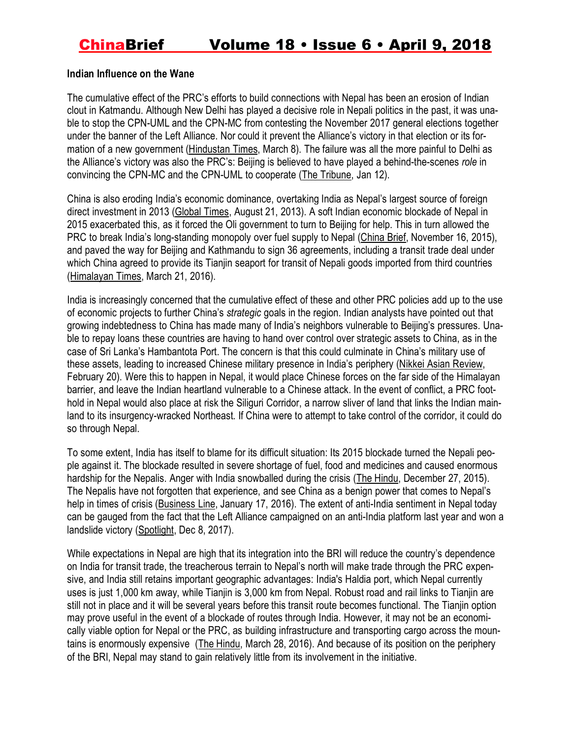**Indian Influence on the Wane**

The cumulative effect of the PRC's efforts to build connections with Nepal has been an erosion of Indian clout in Katmandu. Although New Delhi has played a decisive role in Nepali politics in the past, it was unable to stop the CPN-UML and the CPN-MC from contesting the November 2017 general elections together under the banner of the Left Alliance. Nor could it prevent the Alliance's victory in that election or its formation of a new government (Hindustan Times, March 8). The failure was all the more painful to Delhi as the Alliance's victory was also the PRC's: Beijing is believed to have played a behind-the-scenes *role* in convincing the CPN-MC and the CPN-UML to cooperate (The Tribune, Jan 12).

China is also eroding India's economic dominance, overtaking India as Nepal's largest source of foreign direct investment in 2013 (Global Times, August 21, 2013). A soft Indian economic blockade of Nepal in 2015 exacerbated this, as it forced the Oli government to turn to Beijing for help. This in turn allowed the PRC to break India's long-standing monopoly over fuel supply to Nepal (China Brief, November 16, 2015), and paved the way for Beijing and Kathmandu to sign 36 agreements, including a transit trade deal under which China agreed to provide its Tianjin seaport for transit of Nepali goods imported from third countries (Himalayan Times, March 21, 2016).

India is increasingly concerned that the cumulative effect of these and other PRC policies add up to the use of economic projects to further China's *strategic* goals in the region. Indian analysts have pointed out that growing indebtedness to China has made many of India's neighbors vulnerable to Beijing's pressures. Unable to repay loans these countries are having to hand over control over strategic assets to China, as in the case of Sri Lanka's Hambantota Port. The concern is that this could culminate in China's military use of these assets, leading to increased Chinese military presence in India's periphery (Nikkei Asian Review, February 20). Were this to happen in Nepal, it would place Chinese forces on the far side of the Himalayan barrier, and leave the Indian heartland vulnerable to a Chinese attack. In the event of conflict, a PRC foothold in Nepal would also place at risk the Siliguri Corridor, a narrow sliver of land that links the Indian mainland to its insurgency-wracked Northeast. If China were to attempt to take control of the corridor, it could do so through Nepal.

To some extent, India has itself to blame for its difficult situation: Its 2015 blockade turned the Nepali people against it. The blockade resulted in severe shortage of fuel, food and medicines and caused enormous hardship for the Nepalis. Anger with India snowballed during the crisis (The Hindu, December 27, 2015). The Nepalis have not forgotten that experience, and see China as a benign power that comes to Nepal's help in times of crisis (Business Line, January 17, 2016). The extent of anti-India sentiment in Nepal today can be gauged from the fact that the Left Alliance campaigned on an anti-India platform last year and won a landslide victory (Spotlight, Dec 8, 2017).

While expectations in Nepal are high that its integration into the BRI will reduce the country's dependence on India for transit trade, the treacherous terrain to Nepal's north will make trade through the PRC expensive, and India still retains important geographic advantages: India's Haldia port, which Nepal currently uses is just 1,000 km away, while Tianjin is 3,000 km from Nepal. Robust road and rail links to Tianjin are still not in place and it will be several years before this transit route becomes functional. The Tianjin option may prove useful in the event of a blockade of routes through India. However, it may not be an economically viable option for Nepal or the PRC, as building infrastructure and transporting cargo across the mountains is enormously expensive (The Hindu, March 28, 2016). And because of its position on the periphery of the BRI, Nepal may stand to gain relatively little from its involvement in the initiative.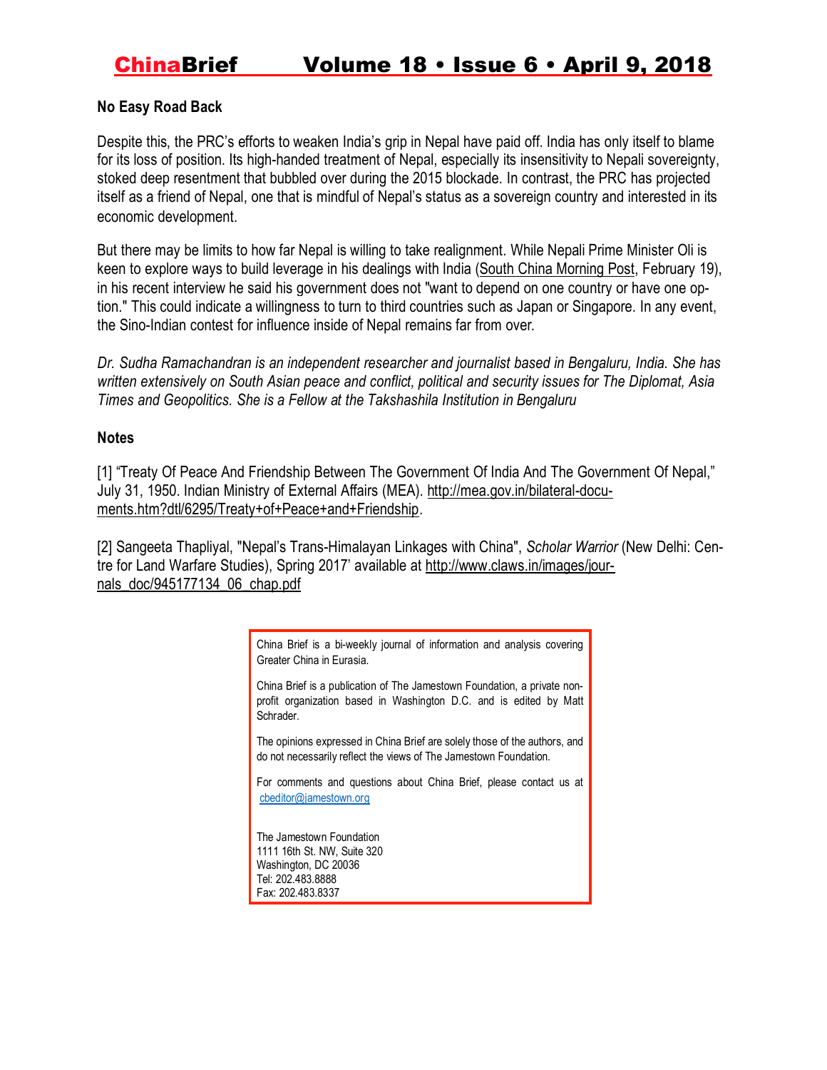### No Easy Road Back

Despite this, the PRC's efforts to weaken India's grip in Nepal have paid off. India has only itself to blame for its loss of position. Its high-handed treatment of Nepal, especially its insensitivity to Nepali sovereignty, stoked deep resentment that bubbled over during the 2015 blockade. In contrast, the PRC has projected itself as a friend of Nepal, one that is mindful of Nepal's status as a sovereign country and interested in its economic development.

But there may be limits to how far Nepal is willing to take realignment. While Nepali Prime Minister Oli is keen to explore ways to build leverage in his dealings with India (South China Morning Post, February 19), in his recent interview he said his government does not "want to depend on one country or have one option." This could indicate a willingness to turn to third countries such as Japan or Singapore. In any event, the Sino-Indian contest for influence inside of Nepal remains far from over.

*Dr. Sudha Ramachandran is an independent researcher and journalist based in Bengaluru, India. She has written extensively on South Asian peace and conflict, political and security issues for The Diplomat, Asia Times and Geopolitics. She is a Fellow at the Takshashila Institution in Bengaluru*

### Notes

[1] "Treaty Of Peace And Friendship Between The Government Of India And The Government Of Nepal," July 31, 1950. Indian Ministry of External Affairs (MEA). http://mea.gov.in/bilateral-documents.htm?dtl/6295/Treaty+of+Peace+and+Friendship.

[2] Sangeeta Thapliyal, "Nepal's Trans-Himalayan Linkages with China", *Scholar Warrior* (New Delhi: Centre for Land Warfare Studies), Spring 2017' available at http://www.claws.in/images/journals_doc/945177134_06_chap.pdf

China Brief is a bi-weekly journal of information and analysis covering Greater China in Eurasia.

China Brief is a publication of The Jamestown Foundation, a private non-profit organization based in Washington D.C. and is edited by Matt Schrader.

The opinions expressed in China Brief are solely those of the authors, and do not necessarily reflect the views of The Jamestown Foundation.

For comments and questions about China Brief, please contact us at cbeditor@jamestown.org

The Jamestown Foundation
1111 16th St. NW, Suite 320
Washington, DC 20036
Tel: 202.483.8888
Fax: 202.483.8337